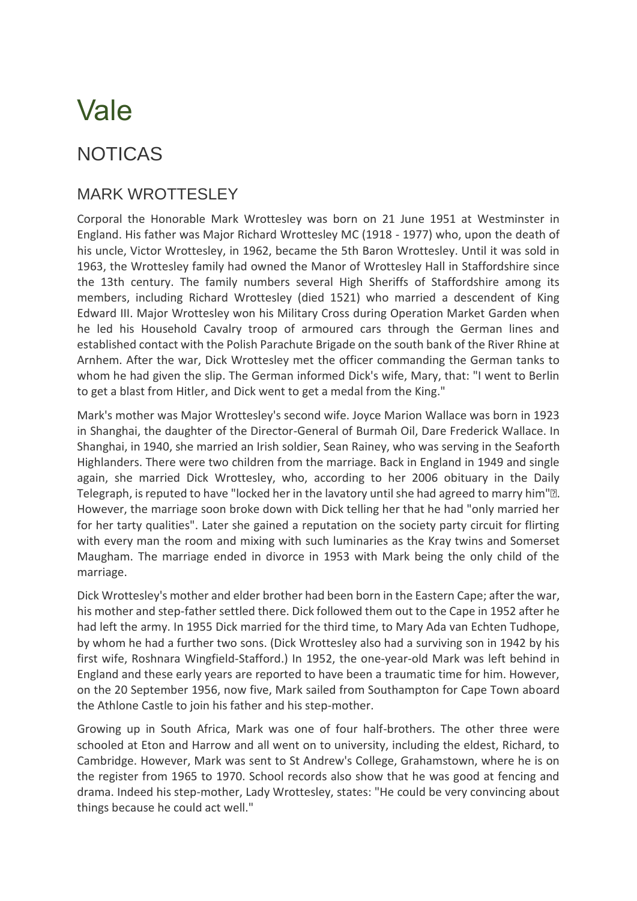# Vale

## NOTICAS

### MARK WROTTESLEY

Corporal the Honorable Mark Wrottesley was born on 21 June 1951 at Westminster in England. His father was Major Richard Wrottesley MC (1918 - 1977) who, upon the death of his uncle, Victor Wrottesley, in 1962, became the 5th Baron Wrottesley. Until it was sold in 1963, the Wrottesley family had owned the Manor of Wrottesley Hall in Staffordshire since the 13th century. The family numbers several High Sheriffs of Staffordshire among its members, including Richard Wrottesley (died 1521) who married a descendent of King Edward III. Major Wrottesley won his Military Cross during Operation Market Garden when he led his Household Cavalry troop of armoured cars through the German lines and established contact with the Polish Parachute Brigade on the south bank of the River Rhine at Arnhem. After the war, Dick Wrottesley met the officer commanding the German tanks to whom he had given the slip. The German informed Dick's wife, Mary, that: "I went to Berlin to get a blast from Hitler, and Dick went to get a medal from the King."

Mark's mother was Major Wrottesley's second wife. Joyce Marion Wallace was born in 1923 in Shanghai, the daughter of the Director-General of Burmah Oil, Dare Frederick Wallace. In Shanghai, in 1940, she married an Irish soldier, Sean Rainey, who was serving in the Seaforth Highlanders. There were two children from the marriage. Back in England in 1949 and single again, she married Dick Wrottesley, who, according to her 2006 obituary in the Daily Telegraph, is reputed to have "locked her in the lavatory until she had agreed to marry him"�. However, the marriage soon broke down with Dick telling her that he had "only married her for her tarty qualities". Later she gained a reputation on the society party circuit for flirting with every man the room and mixing with such luminaries as the Kray twins and Somerset Maugham. The marriage ended in divorce in 1953 with Mark being the only child of the marriage.

Dick Wrottesley's mother and elder brother had been born in the Eastern Cape; after the war, his mother and step-father settled there. Dick followed them out to the Cape in 1952 after he had left the army. In 1955 Dick married for the third time, to Mary Ada van Echten Tudhope, by whom he had a further two sons. (Dick Wrottesley also had a surviving son in 1942 by his first wife, Roshnara Wingfield-Stafford.) In 1952, the one-year-old Mark was left behind in England and these early years are reported to have been a traumatic time for him. However, on the 20 September 1956, now five, Mark sailed from Southampton for Cape Town aboard the Athlone Castle to join his father and his step-mother.

Growing up in South Africa, Mark was one of four half-brothers. The other three were schooled at Eton and Harrow and all went on to university, including the eldest, Richard, to Cambridge. However, Mark was sent to St Andrew's College, Grahamstown, where he is on the register from 1965 to 1970. School records also show that he was good at fencing and drama. Indeed his step-mother, Lady Wrottesley, states: "He could be very convincing about things because he could act well."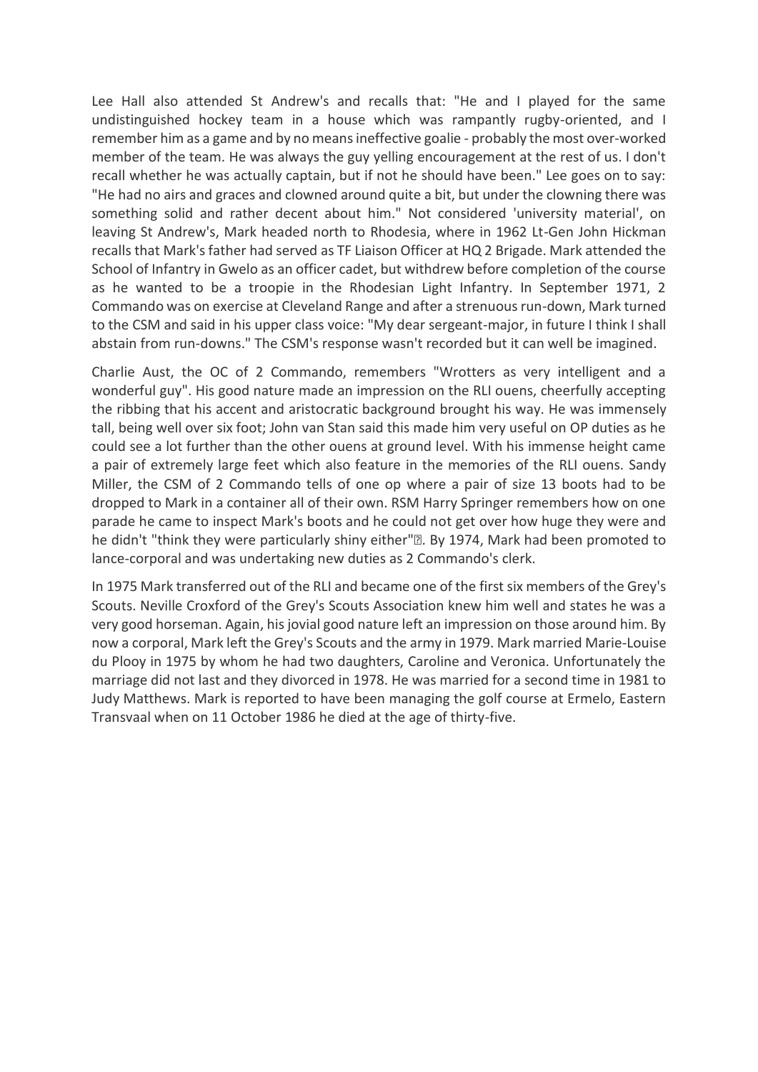Lee Hall also attended St Andrew's and recalls that: "He and I played for the same undistinguished hockey team in a house which was rampantly rugby-oriented, and I remember him as a game and by no means ineffective goalie - probably the most over-worked member of the team. He was always the guy yelling encouragement at the rest of us. I don't recall whether he was actually captain, but if not he should have been." Lee goes on to say: "He had no airs and graces and clowned around quite a bit, but under the clowning there was something solid and rather decent about him." Not considered 'university material', on leaving St Andrew's, Mark headed north to Rhodesia, where in 1962 Lt-Gen John Hickman recalls that Mark's father had served as TF Liaison Officer at HQ 2 Brigade. Mark attended the School of Infantry in Gwelo as an officer cadet, but withdrew before completion of the course as he wanted to be a troopie in the Rhodesian Light Infantry. In September 1971, 2 Commando was on exercise at Cleveland Range and after a strenuous run-down, Mark turned to the CSM and said in his upper class voice: "My dear sergeant-major, in future I think I shall abstain from run-downs." The CSM's response wasn't recorded but it can well be imagined.

Charlie Aust, the OC of 2 Commando, remembers "Wrotters as very intelligent and a wonderful guy". His good nature made an impression on the RLI ouens, cheerfully accepting the ribbing that his accent and aristocratic background brought his way. He was immensely tall, being well over six foot; John van Stan said this made him very useful on OP duties as he could see a lot further than the other ouens at ground level. With his immense height came a pair of extremely large feet which also feature in the memories of the RLI ouens. Sandy Miller, the CSM of 2 Commando tells of one op where a pair of size 13 boots had to be dropped to Mark in a container all of their own. RSM Harry Springer remembers how on one parade he came to inspect Mark's boots and he could not get over how huge they were and he didn't "think they were particularly shiny either"�. By 1974, Mark had been promoted to lance-corporal and was undertaking new duties as 2 Commando's clerk.

In 1975 Mark transferred out of the RLI and became one of the first six members of the Grey's Scouts. Neville Croxford of the Grey's Scouts Association knew him well and states he was a very good horseman. Again, his jovial good nature left an impression on those around him. By now a corporal, Mark left the Grey's Scouts and the army in 1979. Mark married Marie-Louise du Plooy in 1975 by whom he had two daughters, Caroline and Veronica. Unfortunately the marriage did not last and they divorced in 1978. He was married for a second time in 1981 to Judy Matthews. Mark is reported to have been managing the golf course at Ermelo, Eastern Transvaal when on 11 October 1986 he died at the age of thirty-five.